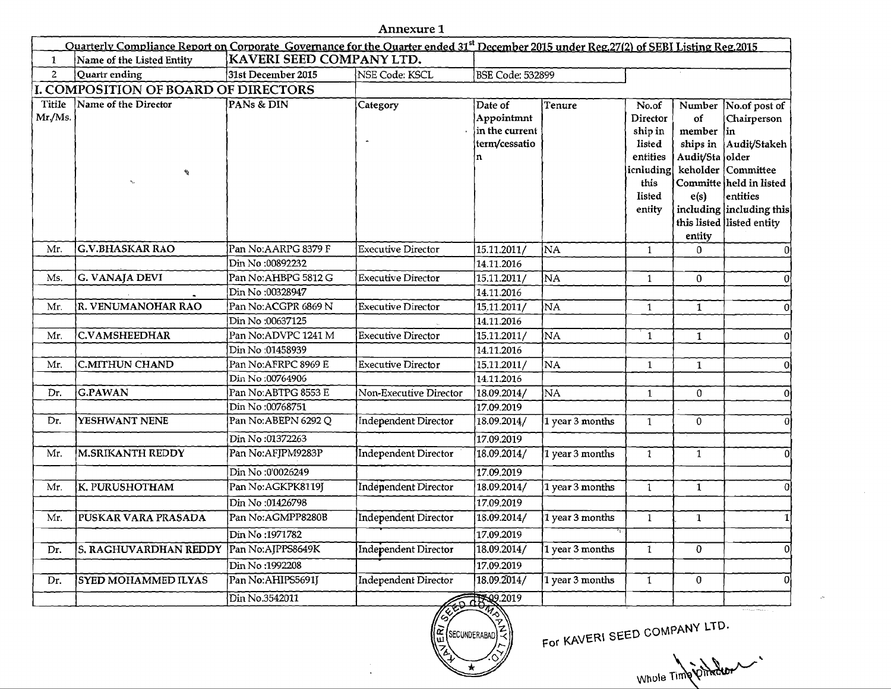Annexure 1

| Quarterly Compliance Report on Corporate Governance for the Quarter ended 31st December 2015 under Reg.27(2) of SEBI Listing Reg.2015 | | | | | | | | |
|---|---|---|---|---|---|---|---|---|
| 1 | Name of the Listed Entity | KAVERI SEED COMPANY LTD. | | | | | | |
| 2 | Quartr ending | 31st December 2015 | NSE Code: KSCL | BSE Code: 532899 | | | | |

## I. COMPOSITION OF BOARD OF DIRECTORS

| Titile Mr./Ms. | Name of the Director | PANs & DIN | Category | Date of Appointmnt in the current term/cessation | Tenure | No.of Director ship in listed entities icnluding this listed entity | Number of member ships in Audit/Stakeholder Committe e(s) including this listed entity | No.of post of Chairperson in Audit/Stakeholder Committee held in listed entities including this listed entity |
|---|---|---|---|---|---|---|---|---|
| Mr. | G.V.BHASKAR RAO | Pan No:AARPG 8379 F | Executive Director | 15.11.2011/ | NA | 1 | 0 | 0 |
| | | Din No :00892232 | | 14.11.2016 | | | | |
| Ms. | G. VANAJA DEVI | Pan No:AHBPG 5812 G | Executive Director | 15.11.2011/ | NA | 1 | 0 | 0 |
| | | Din No :00328947 | | 14.11.2016 | | | | |
| Mr. | R. VENUMANOHAR RAO | Pan No:ACGPR 6869 N | Executive Director | 15.11.2011/ | NA | 1 | 1 | 0 |
| | | Din No :00637125 | | 14.11.2016 | | | | |
| Mr. | C.VAMSHEEDHAR | Pan No:ADVPC 1241 M | Executive Director | 15.11.2011/ | NA | 1 | 1 | 0 |
| | | Din No :01458939 | | 14.11.2016 | | | | |
| Mr. | C.MITHUN CHAND | Pan No:AFRPC 8969 E | Executive Director | 15.11.2011/ | NA | 1 | 1 | 0 |
| | | Din No :00764906 | | 14.11.2016 | | | | |
| Dr. | G.PAWAN | Pan No:ABTPG 8553 E | Non-Executive Director | 18.09.2014/ | NA | 1 | 0 | 0 |
| | | Din No :00768751 | | 17.09.2019 | | | | |
| Dr. | YESHWANT NENE | Pan No:ABEPN 6292 Q | Independent Director | 18.09.2014/ | 1 year 3 months | 1 | 0 | 0 |
| | | Din No :01372263 | | 17.09.2019 | | | | |
| Mr. | M.SRIKANTH REDDY | Pan No:AFJPM9283P | Independent Director | 18.09.2014/ | 1 year 3 months | 1 | 1 | 0 |
| | | Din No :0'0026249 | | 17.09.2019 | | | | |
| Mr. | K. PURUSHOTHAM | Pan No:AGKPK8119J | Independent Director | 18.09.2014/ | 1 year 3 months | 1 | 1 | 0 |
| | | Din No :01426798 | | 17.09.2019 | | | | |
| Mr. | PUSKAR VARA PRASADA | Pan No:AGMPP8280B | Independent Director | 18.09.2014/ | 1 year 3 months | 1 | 1 | 1 |
| | | Din No :1971782 | | 17.09.2019 | | | | |
| Dr. | S. RAGHUVARDHAN REDDY | Pan No:AJPPS8649K | Independent Director | 18.09.2014/ | 1 year 3 months | 1 | 0 | 0 |
| | | Din No :1992208 | | 17.09.2019 | | | | |
| Dr. | SYED MOHAMMED ILYAS | Pan No:AHIPS5691J | Independent Director | 18.09.2014/ | 1 year 3 months | 1 | 0 | 0 |
| | | Din No.3542011 | | 17.09.2019 | | | | |

For KAVERI SEED COMPANY LTD.

Whole Time Director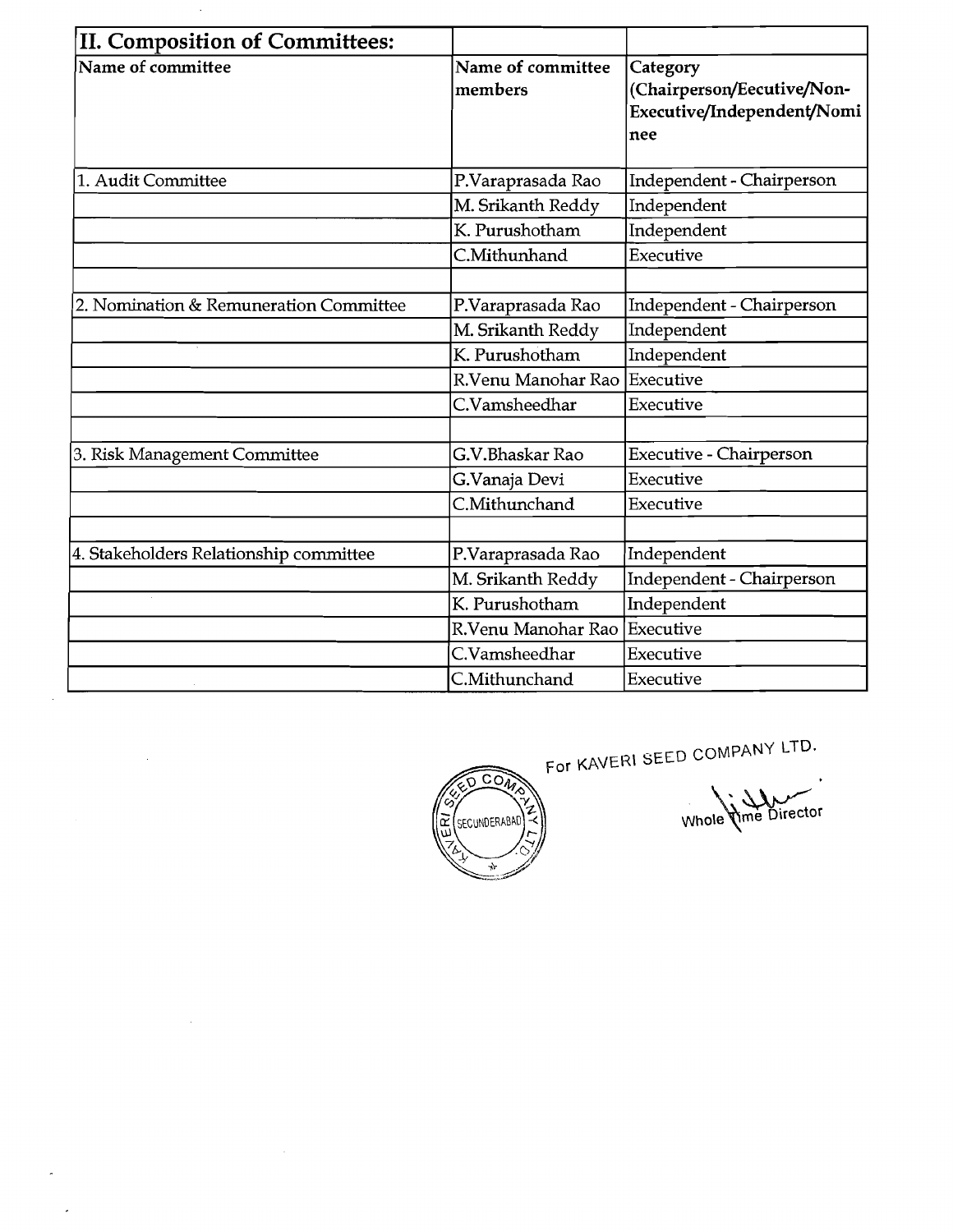| II. Composition of Committees: | | |
|---|---|---|
| **Name of committee** | **Name of committee members** | **Category (Chairperson/Eecutive/Non-Executive/Independent/Nominee** |
| 1. Audit Committee | P.Varaprasada Rao | Independent - Chairperson |
| | M. Srikanth Reddy | Independent |
| | K. Purushotham | Independent |
| | C.Mithunhand | Executive |
| | | |
| 2. Nomination & Remuneration Committee | P.Varaprasada Rao | Independent - Chairperson |
| | M. Srikanth Reddy | Independent |
| | K. Purushotham | Independent |
| | R.Venu Manohar Rao | Executive |
| | C.Vamsheedhar | Executive |
| | | |
| 3. Risk Management Committee | G.V.Bhaskar Rao | Executive - Chairperson |
| | G.Vanaja Devi | Executive |
| | C.Mithunchand | Executive |
| | | |
| 4. Stakeholders Relationship committee | P.Varaprasada Rao | Independent |
| | M. Srikanth Reddy | Independent - Chairperson |
| | K. Purushotham | Independent |
| | R.Venu Manohar Rao | Executive |
| | C.Vamsheedhar | Executive |
| | C.Mithunchand | Executive |

For KAVERI SEED COMPANY LTD.

Whole Time Director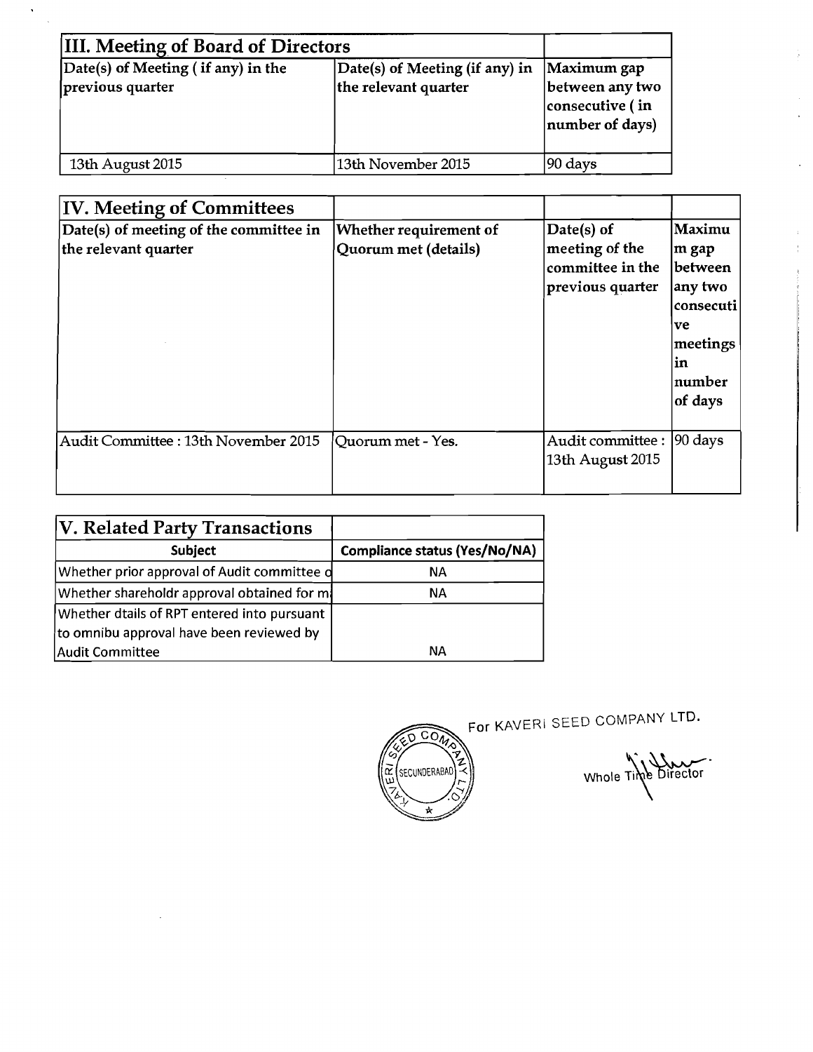| III. Meeting of Board of Directors | | |
|---|---|---|
| Date(s) of Meeting ( if any) in the previous quarter | Date(s) of Meeting (if any) in the relevant quarter | Maximum gap between any two consecutive ( in number of days) |
| 13th August 2015 | 13th November 2015 | 90 days |

| IV. Meeting of Committees | | | |
|---|---|---|---|
| Date(s) of meeting of the committee in the relevant quarter | Whether requirement of Quorum met (details) | Date(s) of meeting of the committee in the previous quarter | Maximum gap between any two consecutive meetings in number of days |
| Audit Committee : 13th November 2015 | Quorum met - Yes. | Audit committee : 13th August 2015 | 90 days |

| V. Related Party Transactions | |
|---|---|
| **Subject** | **Compliance status (Yes/No/NA)** |
| Whether prior approval of Audit committee o | NA |
| Whether shareholdr approval obtained for m | NA |
| Whether dtails of RPT entered into pursuant to omnibu approval have been reviewed by Audit Committee | NA |

For KAVERI SEED COMPANY LTD.

KAVERI SEED COMPANY LTD. SECUNDERABAD

Whole Time Director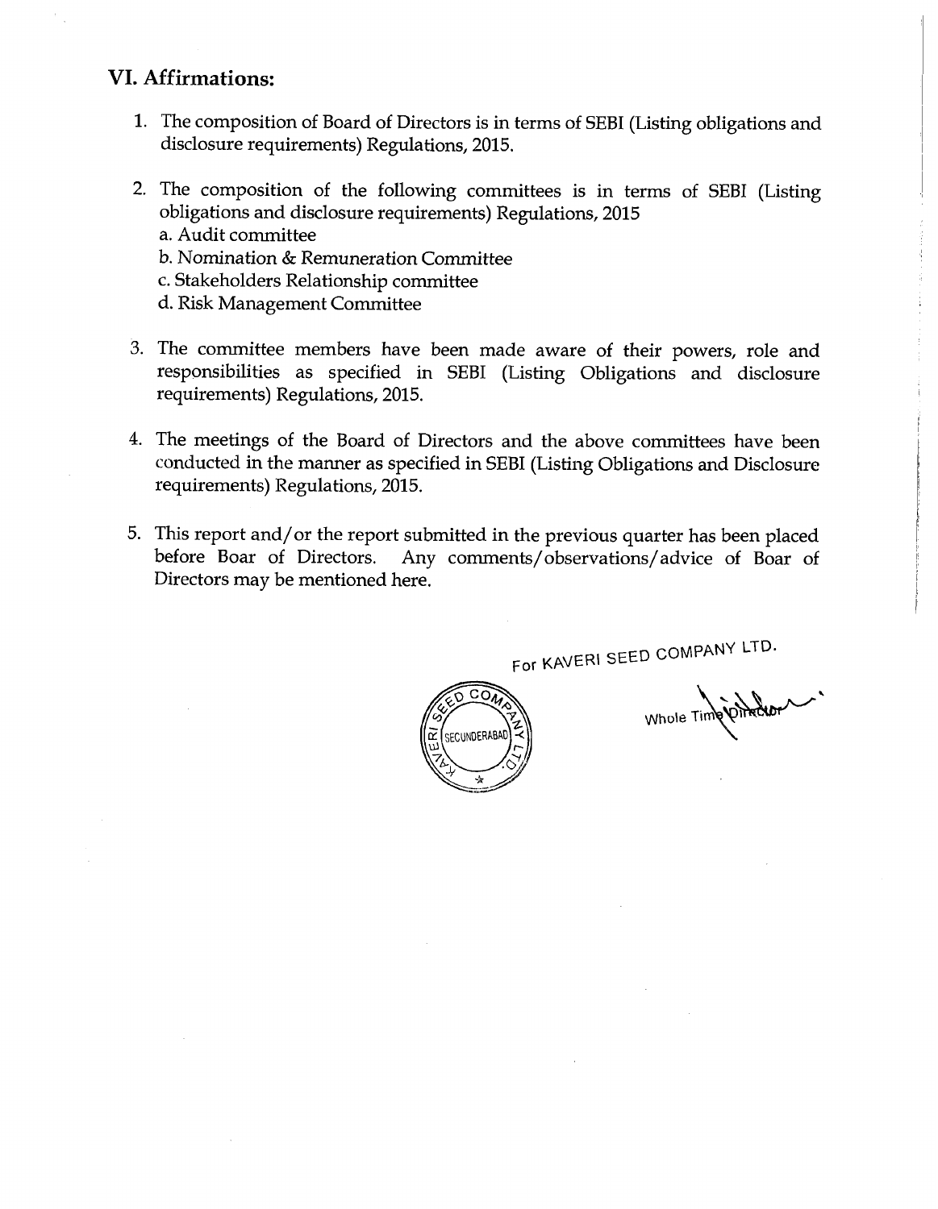## VI. Affirmations:

1. The composition of Board of Directors is in terms of SEBI (Listing obligations and disclosure requirements) Regulations, 2015.

2. The composition of the following committees is in terms of SEBI (Listing obligations and disclosure requirements) Regulations, 2015
   a. Audit committee
   b. Nomination & Remuneration Committee
   c. Stakeholders Relationship committee
   d. Risk Management Committee

3. The committee members have been made aware of their powers, role and responsibilities as specified in SEBI (Listing Obligations and disclosure requirements) Regulations, 2015.

4. The meetings of the Board of Directors and the above committees have been conducted in the manner as specified in SEBI (Listing Obligations and Disclosure requirements) Regulations, 2015.

5. This report and/or the report submitted in the previous quarter has been placed before Boar of Directors. Any comments/observations/advice of Boar of Directors may be mentioned here.

For KAVERI SEED COMPANY LTD.

KAVERI SEED COMPANY LTD. SECUNDERABAD

Whole Time Director